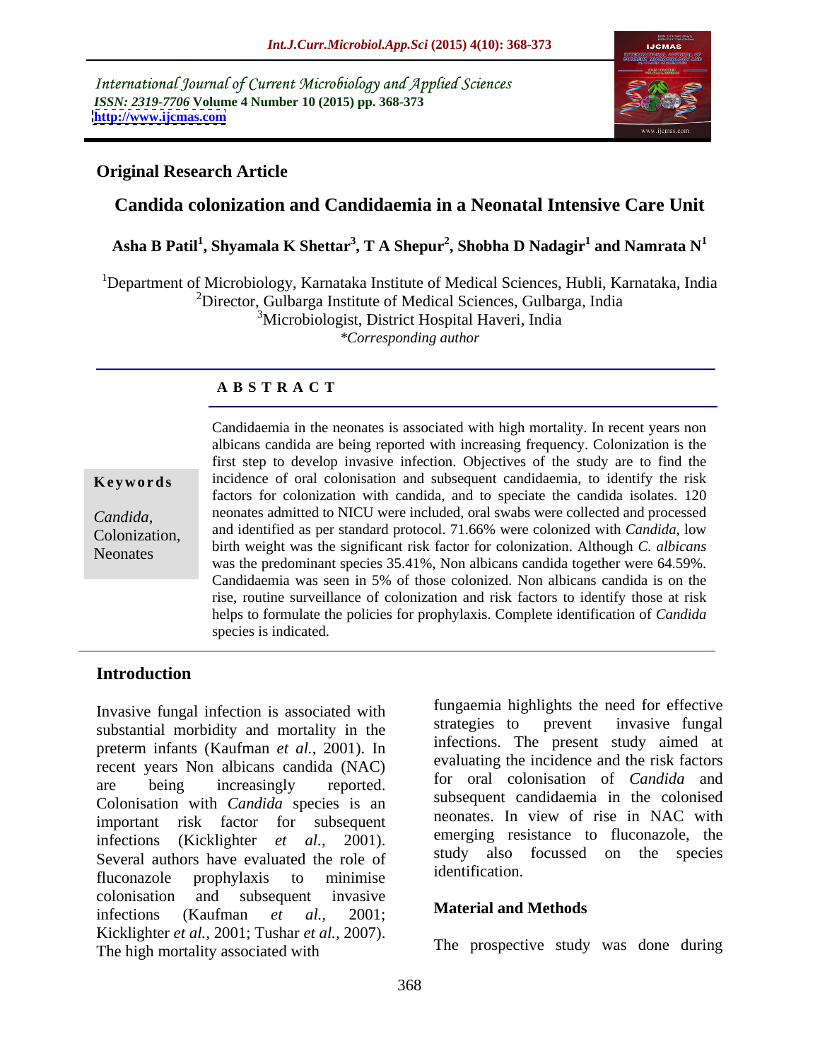International Journal of Current Microbiology and Applied Sciences
*ISSN: 2319-7706* **Volume 4 Number 10 (2015) pp. 368-373**
**http://www.ijcmas.com**

## Original Research Article

# Candida colonization and Candidaemia in a Neonatal Intensive Care Unit

**Asha B Patil[1], Shyamala K Shettar[3], T A Shepur[2], Shobha D Nadagir[1] and Namrata N[1]**

[1]Department of Microbiology, Karnataka Institute of Medical Sciences, Hubli, Karnataka, India
[2]Director, Gulbarga Institute of Medical Sciences, Gulbarga, India
[3]Microbiologist, District Hospital Haveri, India
*\*Corresponding author*

### ABSTRACT

**Keywords**

*Candida*, Colonization, Neonates

Candidaemia in the neonates is associated with high mortality. In recent years non albicans candida are being reported with increasing frequency. Colonization is the first step to develop invasive infection. Objectives of the study are to find the incidence of oral colonisation and subsequent candidaemia, to identify the risk factors for colonization with candida, and to speciate the candida isolates. 120 neonates admitted to NICU were included, oral swabs were collected and processed and identified as per standard protocol. 71.66% were colonized with *Candida*, low birth weight was the significant risk factor for colonization. Although *C. albicans* was the predominant species 35.41%, Non albicans candida together were 64.59%. Candidaemia was seen in 5% of those colonized. Non albicans candida is on the rise, routine surveillance of colonization and risk factors to identify those at risk helps to formulate the policies for prophylaxis. Complete identification of *Candida* species is indicated.

## Introduction

Invasive fungal infection is associated with substantial morbidity and mortality in the preterm infants (Kaufman *et al.*, 2001). In recent years Non albicans candida (NAC) are being increasingly reported. Colonisation with *Candida* species is an important risk factor for subsequent infections (Kicklighter *et al.,* 2001). Several authors have evaluated the role of fluconazole prophylaxis to minimise colonisation and subsequent invasive infections (Kaufman *et al.,* 2001; Kicklighter *et al.,* 2001; Tushar *et al.,* 2007). The high mortality associated with fungaemia highlights the need for effective strategies to prevent invasive fungal infections. The present study aimed at evaluating the incidence and the risk factors for oral colonisation of *Candida* and subsequent candidaemia in the colonised neonates. In view of rise in NAC with emerging resistance to fluconazole, the study also focussed on the species identification.

## Material and Methods

The prospective study was done during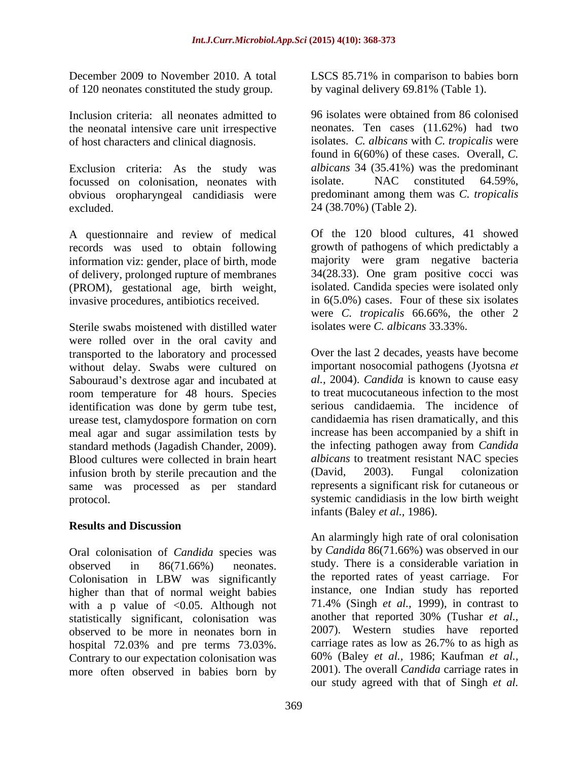December 2009 to November 2010. A total of 120 neonates constituted the study group.

Inclusion criteria: all neonates admitted to the neonatal intensive care unit irrespective of host characters and clinical diagnosis.

Exclusion criteria: As the study was focussed on colonisation, neonates with obvious oropharyngeal candidiasis were excluded.

A questionnaire and review of medical records was used to obtain following information viz: gender, place of birth, mode of delivery, prolonged rupture of membranes (PROM), gestational age, birth weight, invasive procedures, antibiotics received.

Sterile swabs moistened with distilled water were rolled over in the oral cavity and transported to the laboratory and processed without delay. Swabs were cultured on Sabouraud's dextrose agar and incubated at room temperature for 48 hours. Species identification was done by germ tube test, urease test, clamydospore formation on corn meal agar and sugar assimilation tests by standard methods (Jagadish Chander, 2009). Blood cultures were collected in brain heart infusion broth by sterile precaution and the same was processed as per standard protocol.

## Results and Discussion

Oral colonisation of *Candida* species was observed in 86(71.66%) neonates. Colonisation in LBW was significantly higher than that of normal weight babies with a p value of $<0.05$. Although not statistically significant, colonisation was observed to be more in neonates born in hospital 72.03% and pre terms 73.03%. Contrary to our expectation colonisation was more often observed in babies born by LSCS 85.71% in comparison to babies born by vaginal delivery 69.81% (Table 1).

96 isolates were obtained from 86 colonised neonates. Ten cases (11.62%) had two isolates. *C. albicans* with *C. tropicalis* were found in 6(60%) of these cases. Overall, *C. albicans* 34 (35.41%) was the predominant isolate. NAC constituted 64.59%, predominant among them was *C. tropicalis* 24 (38.70%) (Table 2).

Of the 120 blood cultures, 41 showed growth of pathogens of which predictably a majority were gram negative bacteria 34(28.33). One gram positive cocci was isolated. Candida species were isolated only in 6(5.0%) cases. Four of these six isolates were *C. tropicalis* 66.66%, the other 2 isolates were *C. albicans* 33.33%.

Over the last 2 decades, yeasts have become important nosocomial pathogens (Jyotsna *et al.,* 2004). *Candida* is known to cause easy to treat mucocutaneous infection to the most serious candidaemia. The incidence of candidaemia has risen dramatically, and this increase has been accompanied by a shift in the infecting pathogen away from *Candida albicans* to treatment resistant NAC species (David, 2003). Fungal colonization represents a significant risk for cutaneous or systemic candidiasis in the low birth weight infants (Baley *et al.,* 1986).

An alarmingly high rate of oral colonisation by *Candida* 86(71.66%) was observed in our study. There is a considerable variation in the reported rates of yeast carriage. For instance, one Indian study has reported 71.4% (Singh *et al.,* 1999), in contrast to another that reported 30% (Tushar *et al.,* 2007). Western studies have reported carriage rates as low as 26.7% to as high as 60% (Baley *et al.,* 1986; Kaufman *et al.,* 2001). The overall *Candida* carriage rates in our study agreed with that of Singh *et al.*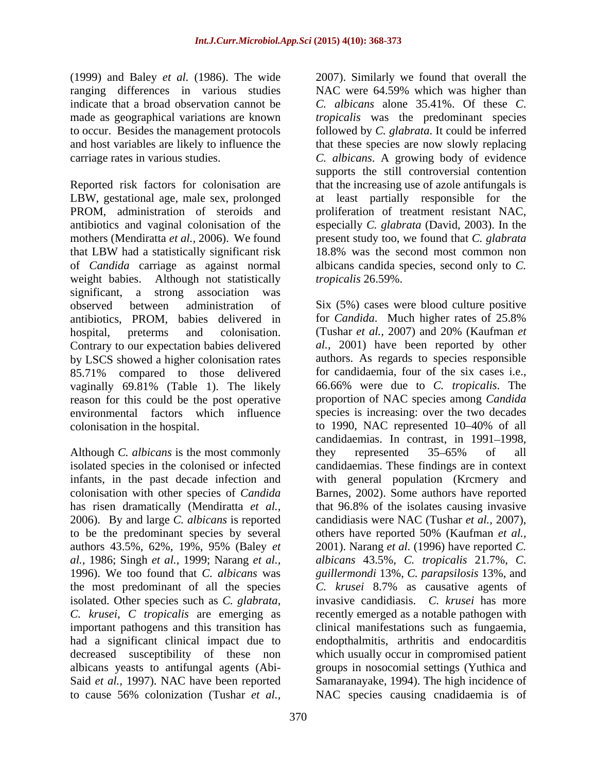(1999) and Baley *et al.* (1986). The wide ranging differences in various studies indicate that a broad observation cannot be made as geographical variations are known to occur. Besides the management protocols and host variables are likely to influence the carriage rates in various studies.

Reported risk factors for colonisation are LBW, gestational age, male sex, prolonged PROM, administration of steroids and antibiotics and vaginal colonisation of the mothers (Mendiratta *et al.,* 2006). We found that LBW had a statistically significant risk of *Candida* carriage as against normal weight babies. Although not statistically significant, a strong association was observed between administration of antibiotics, PROM, babies delivered in hospital, preterms and colonisation. Contrary to our expectation babies delivered by LSCS showed a higher colonisation rates 85.71% compared to those delivered vaginally 69.81% (Table 1). The likely reason for this could be the post operative environmental factors which influence colonisation in the hospital.

Although *C. albicans* is the most commonly isolated species in the colonised or infected infants, in the past decade infection and colonisation with other species of *Candida* has risen dramatically (Mendiratta *et al.,* 2006). By and large *C. albicans* is reported to be the predominant species by several authors 43.5%, 62%, 19%, 95% (Baley *et al.,* 1986; Singh *et al.,* 1999; Narang *et al.,* 1996). We too found that *C. albicans* was the most predominant of all the species isolated. Other species such as *C. glabrata*, *C. krusei*, *C tropicalis* are emerging as important pathogens and this transition has had a significant clinical impact due to decreased susceptibility of these non albicans yeasts to antifungal agents (Abi-Said *et al.,* 1997). NAC have been reported to cause 56% colonization (Tushar *et al.,* 2007). Similarly we found that overall the NAC were 64.59% which was higher than *C. albicans* alone 35.41%. Of these *C. tropicalis* was the predominant species followed by *C. glabrata*. It could be inferred that these species are now slowly replacing *C. albicans*. A growing body of evidence supports the still controversial contention that the increasing use of azole antifungals is at least partially responsible for the proliferation of treatment resistant NAC, especially *C. glabrata* (David, 2003). In the present study too, we found that *C. glabrata* 18.8% was the second most common non albicans candida species, second only to *C. tropicalis* 26.59%.

Six (5%) cases were blood culture positive for *Candida*. Much higher rates of 25.8% (Tushar *et al.,* 2007) and 20% (Kaufman *et al.,* 2001) have been reported by other authors. As regards to species responsible for candidaemia, four of the six cases i.e., 66.66% were due to *C. tropicalis*. The proportion of NAC species among *Candida* species is increasing: over the two decades to 1990, NAC represented 10–40% of all candidaemias. In contrast, in 1991–1998, they represented 35–65% of all candidaemias. These findings are in context with general population (Krcmery and Barnes, 2002). Some authors have reported that 96.8% of the isolates causing invasive candidiasis were NAC (Tushar *et al.,* 2007), others have reported 50% (Kaufman *et al.,* 2001). Narang *et al.* (1996) have reported *C. albicans* 43.5%, *C. tropicalis* 21.7%, *C. guillermondi* 13%, *C. parapsilosis* 13%, and *C. krusei* 8.7% as causative agents of invasive candidiasis. *C. krusei* has more recently emerged as a notable pathogen with clinical manifestations such as fungaemia, endopthalmitis, arthritis and endocarditis which usually occur in compromised patient groups in nosocomial settings (Yuthica and Samaranayake, 1994). The high incidence of NAC species causing cnadidaemia is of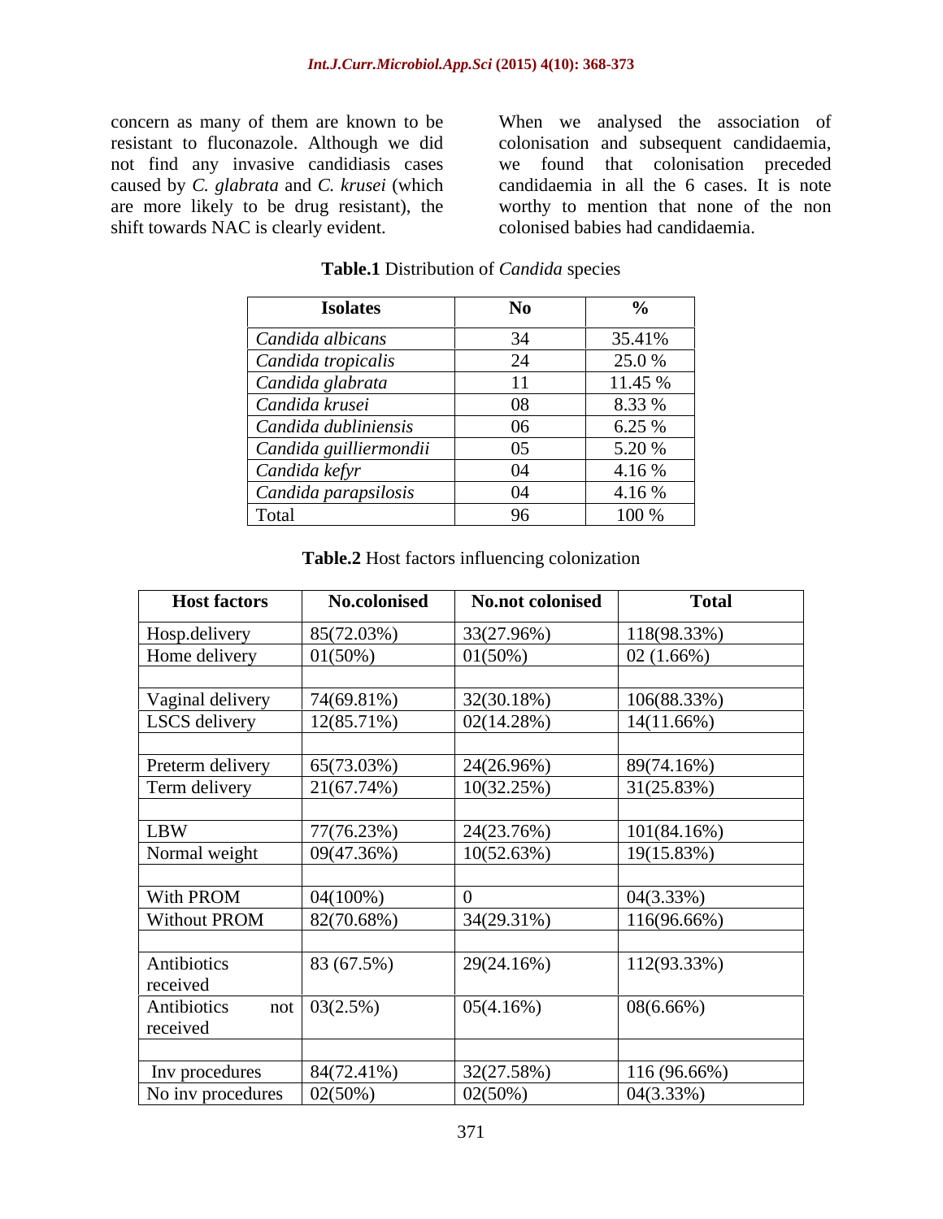concern as many of them are known to be resistant to fluconazole. Although we did not find any invasive candidiasis cases caused by *C. glabrata* and *C. krusei* (which are more likely to be drug resistant), the shift towards NAC is clearly evident.

When we analysed the association of colonisation and subsequent candidaemia, we found that colonisation preceded candidaemia in all the 6 cases. It is note worthy to mention that none of the non colonised babies had candidaemia.

**Table.1** Distribution of *Candida* species

| Isolates | No | % |
|---|---|---|
| *Candida albicans* | 34 | 35.41% |
| *Candida tropicalis* | 24 | 25.0 % |
| *Candida glabrata* | 11 | 11.45 % |
| *Candida krusei* | 08 | 8.33 % |
| *Candida dubliniensis* | 06 | 6.25 % |
| *Candida guilliermondii* | 05 | 5.20 % |
| *Candida kefyr* | 04 | 4.16 % |
| *Candida parapsilosis* | 04 | 4.16 % |
| Total | 96 | 100 % |

**Table.2** Host factors influencing colonization

| Host factors | No.colonised | No.not colonised | Total |
|---|---|---|---|
| Hosp.delivery | 85(72.03%) | 33(27.96%) | 118(98.33%) |
| Home delivery | 01(50%) | 01(50%) | 02 (1.66%) |
| | | | |
| Vaginal delivery | 74(69.81%) | 32(30.18%) | 106(88.33%) |
| LSCS delivery | 12(85.71%) | 02(14.28%) | 14(11.66%) |
| | | | |
| Preterm delivery | 65(73.03%) | 24(26.96%) | 89(74.16%) |
| Term delivery | 21(67.74%) | 10(32.25%) | 31(25.83%) |
| | | | |
| LBW | 77(76.23%) | 24(23.76%) | 101(84.16%) |
| Normal weight | 09(47.36%) | 10(52.63%) | 19(15.83%) |
| | | | |
| With PROM | 04(100%) | 0 | 04(3.33%) |
| Without PROM | 82(70.68%) | 34(29.31%) | 116(96.66%) |
| | | | |
| Antibiotics received | 83 (67.5%) | 29(24.16%) | 112(93.33%) |
| Antibiotics not received | 03(2.5%) | 05(4.16%) | 08(6.66%) |
| | | | |
| Inv procedures | 84(72.41%) | 32(27.58%) | 116 (96.66%) |
| No inv procedures | 02(50%) | 02(50%) | 04(3.33%) |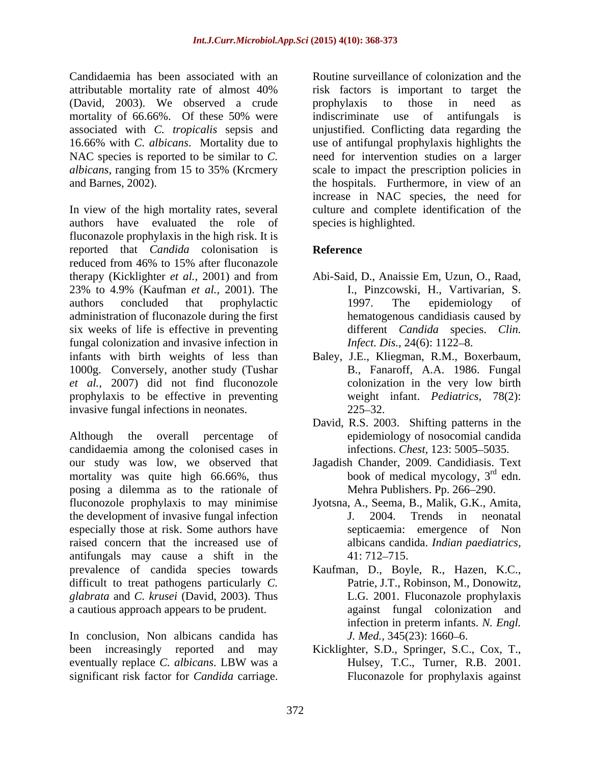Candidaemia has been associated with an attributable mortality rate of almost 40% (David, 2003). We observed a crude mortality of 66.66%. Of these 50% were associated with *C. tropicalis* sepsis and 16.66% with *C. albicans*. Mortality due to NAC species is reported to be similar to *C. albicans*, ranging from 15 to 35% (Krcmery and Barnes, 2002).

In view of the high mortality rates, several authors have evaluated the role of fluconazole prophylaxis in the high risk. It is reported that *Candida* colonisation is reduced from 46% to 15% after fluconazole therapy (Kicklighter *et al.,* 2001) and from 23% to 4.9% (Kaufman *et al.,* 2001). The authors concluded that prophylactic administration of fluconazole during the first six weeks of life is effective in preventing fungal colonization and invasive infection in infants with birth weights of less than 1000g. Conversely, another study (Tushar *et al.,* 2007) did not find fluconozole prophylaxis to be effective in preventing invasive fungal infections in neonates.

Although the overall percentage of candidaemia among the colonised cases in our study was low, we observed that mortality was quite high 66.66%, thus posing a dilemma as to the rationale of fluconozole prophylaxis to may minimise the development of invasive fungal infection especially those at risk. Some authors have raised concern that the increased use of antifungals may cause a shift in the prevalence of candida species towards difficult to treat pathogens particularly *C. glabrata* and *C. krusei* (David, 2003). Thus a cautious approach appears to be prudent.

In conclusion, Non albicans candida has been increasingly reported and may eventually replace *C. albicans*. LBW was a significant risk factor for *Candida* carriage. Routine surveillance of colonization and the risk factors is important to target the prophylaxis to those in need as indiscriminate use of antifungals is unjustified. Conflicting data regarding the use of antifungal prophylaxis highlights the need for intervention studies on a larger scale to impact the prescription policies in the hospitals. Furthermore, in view of an increase in NAC species, the need for culture and complete identification of the species is highlighted.

## Reference

Abi-Said, D., Anaissie Em, Uzun, O., Raad, I., Pinzcowski, H., Vartivarian, S. 1997. The epidemiology of hematogenous candidiasis caused by different *Candida* species. *Clin. Infect. Dis.,* 24(6): 1122–8.

Baley, J.E., Kliegman, R.M., Boxerbaum, B., Fanaroff, A.A. 1986. Fungal colonization in the very low birth weight infant. *Pediatrics,* 78(2): 225–32.

David, R.S. 2003. Shifting patterns in the epidemiology of nosocomial candida infections. *Chest,* 123: 5005–5035.

Jagadish Chander, 2009. Candidiasis. Text book of medical mycology, 3rd edn. Mehra Publishers. Pp. 266–290.

Jyotsna, A., Seema, B., Malik, G.K., Amita, J. 2004. Trends in neonatal septicaemia: emergence of Non albicans candida. *Indian paediatrics,* 41: 712–715.

Kaufman, D., Boyle, R., Hazen, K.C., Patrie, J.T., Robinson, M., Donowitz, L.G. 2001. Fluconazole prophylaxis against fungal colonization and infection in preterm infants. *N. Engl. J. Med.,* 345(23): 1660–6.

Kicklighter, S.D., Springer, S.C., Cox, T., Hulsey, T.C., Turner, R.B. 2001. Fluconazole for prophylaxis against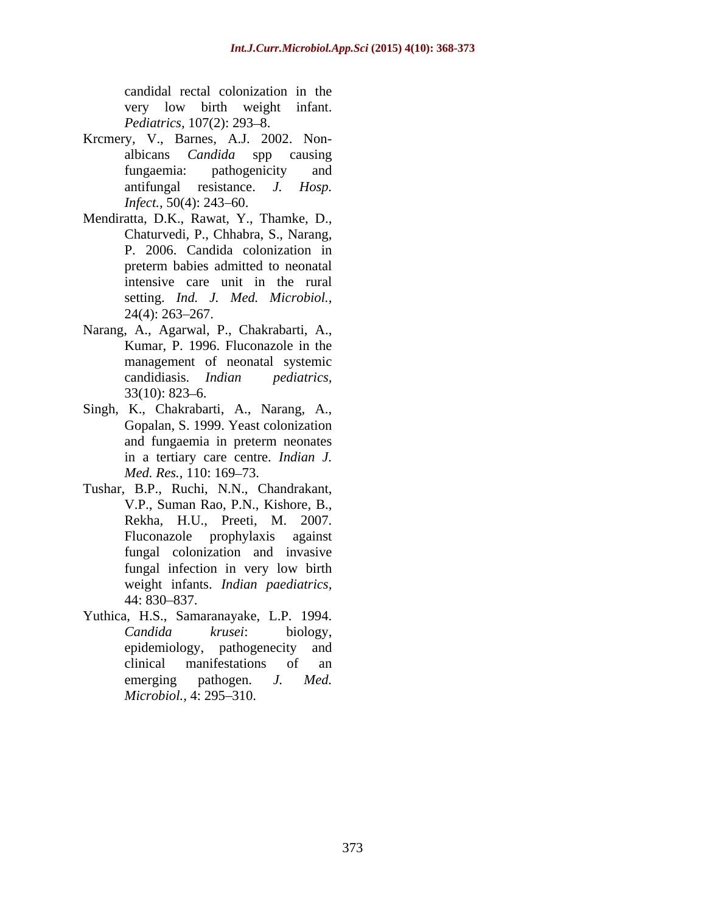candidal rectal colonization in the very low birth weight infant. *Pediatrics,* 107(2): 293–8.

Krcmery, V., Barnes, A.J. 2002. Non-albicans *Candida* spp causing fungaemia: pathogenicity and antifungal resistance. *J. Hosp. Infect.*, 50(4): 243–60.

Mendiratta, D.K., Rawat, Y., Thamke, D., Chaturvedi, P., Chhabra, S., Narang, P. 2006. Candida colonization in preterm babies admitted to neonatal intensive care unit in the rural setting. *Ind. J. Med. Microbiol.*, 24(4): 263–267.

Narang, A., Agarwal, P., Chakrabarti, A., Kumar, P. 1996. Fluconazole in the management of neonatal systemic candidiasis. *Indian pediatrics,* 33(10): 823–6.

Singh, K., Chakrabarti, A., Narang, A., Gopalan, S. 1999. Yeast colonization and fungaemia in preterm neonates in a tertiary care centre. *Indian J. Med. Res.*, 110: 169–73.

Tushar, B.P., Ruchi, N.N., Chandrakant, V.P., Suman Rao, P.N., Kishore, B., Rekha, H.U., Preeti, M. 2007. Fluconazole prophylaxis against fungal colonization and invasive fungal infection in very low birth weight infants. *Indian paediatrics*, 44: 830–837.

Yuthica, H.S., Samaranayake, L.P. 1994. *Candida krusei*: biology, epidemiology, pathogenecity and clinical manifestations of an emerging pathogen. *J. Med. Microbiol.*, 4: 295–310.